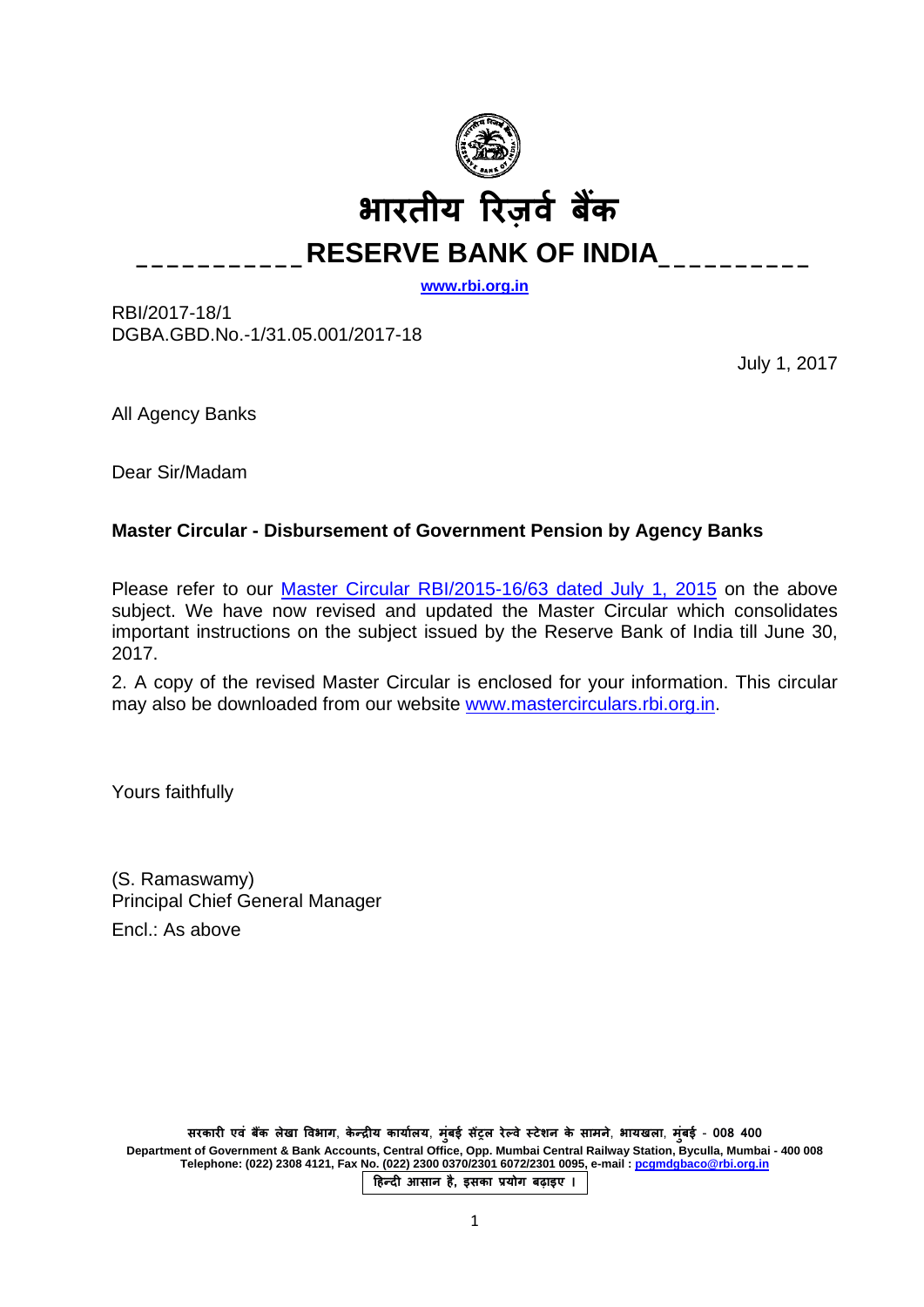# भारतीय रिज़र्व बैंक

# RESERVE BANK OF INDIA

**www.rbi.org.in**

RBI/2017-18/1
DGBA.GBD.No.-1/31.05.001/2017-18

July 1, 2017

All Agency Banks

Dear Sir/Madam

**Master Circular - Disbursement of Government Pension by Agency Banks**

Please refer to our Master Circular RBI/2015-16/63 dated July 1, 2015 on the above subject. We have now revised and updated the Master Circular which consolidates important instructions on the subject issued by the Reserve Bank of India till June 30, 2017.

2. A copy of the revised Master Circular is enclosed for your information. This circular may also be downloaded from our website www.mastercirculars.rbi.org.in.

Yours faithfully

(S. Ramaswamy)
Principal Chief General Manager

Encl.: As above

सरकारी एवं बैंक लेखा विभाग, केन्द्रीय कार्यालय, मुंबई सेंट्रल रेल्वे स्टेशन के सामने, भायखला, मुंबई - 008 400

Department of Government & Bank Accounts, Central Office, Opp. Mumbai Central Railway Station, Byculla, Mumbai - 400 008
Telephone: (022) 2308 4121, Fax No. (022) 2300 0370/2301 6072/2301 0095, e-mail : pcgmdgbaco@rbi.org.in

हिन्दी आसान है, इसका प्रयोग बढ़ाइए ।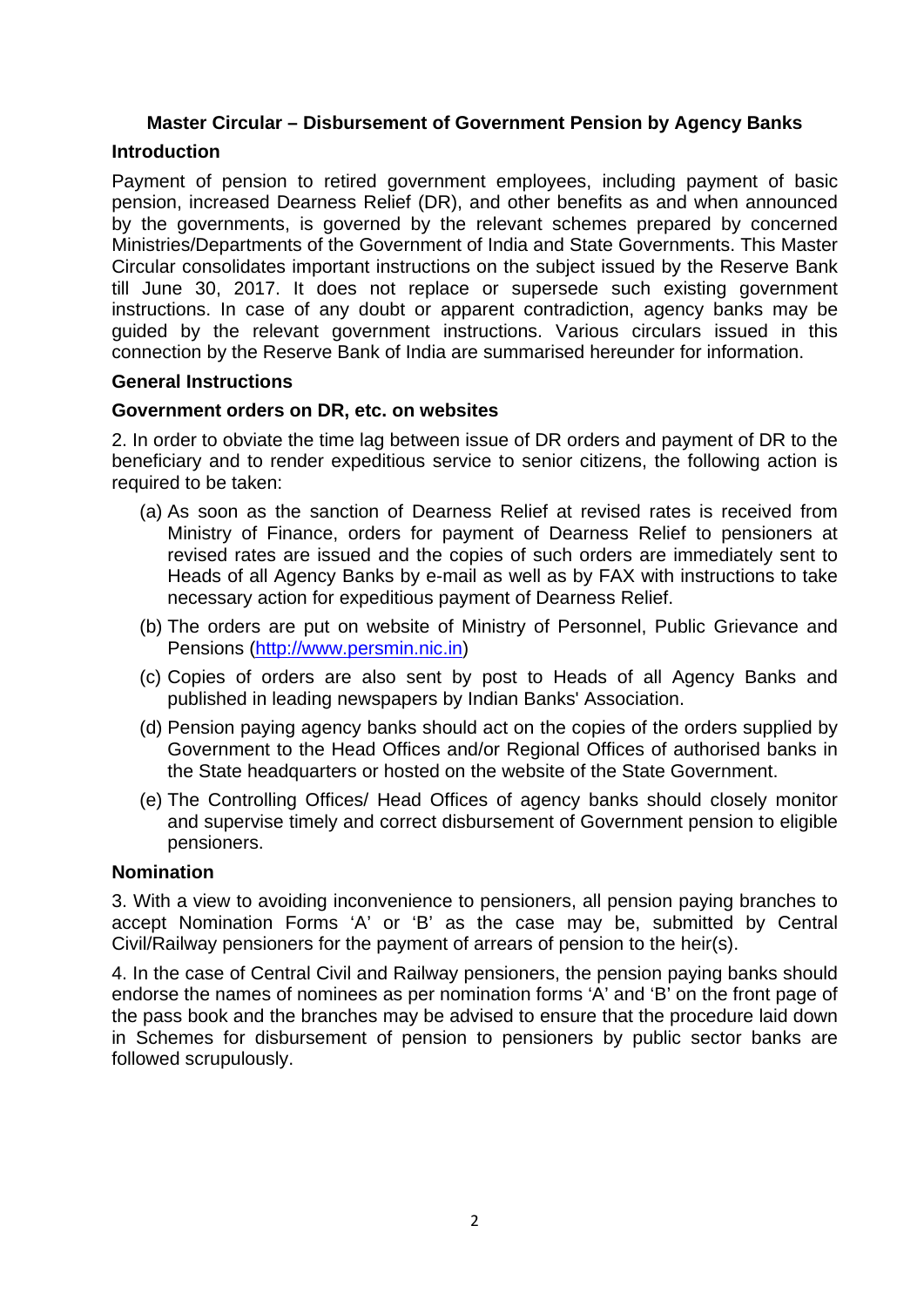## Master Circular – Disbursement of Government Pension by Agency Banks

### Introduction

Payment of pension to retired government employees, including payment of basic pension, increased Dearness Relief (DR), and other benefits as and when announced by the governments, is governed by the relevant schemes prepared by concerned Ministries/Departments of the Government of India and State Governments. This Master Circular consolidates important instructions on the subject issued by the Reserve Bank till June 30, 2017. It does not replace or supersede such existing government instructions. In case of any doubt or apparent contradiction, agency banks may be guided by the relevant government instructions. Various circulars issued in this connection by the Reserve Bank of India are summarised hereunder for information.

### General Instructions

### Government orders on DR, etc. on websites

2. In order to obviate the time lag between issue of DR orders and payment of DR to the beneficiary and to render expeditious service to senior citizens, the following action is required to be taken:

(a) As soon as the sanction of Dearness Relief at revised rates is received from Ministry of Finance, orders for payment of Dearness Relief to pensioners at revised rates are issued and the copies of such orders are immediately sent to Heads of all Agency Banks by e-mail as well as by FAX with instructions to take necessary action for expeditious payment of Dearness Relief.

(b) The orders are put on website of Ministry of Personnel, Public Grievance and Pensions (http://www.persmin.nic.in)

(c) Copies of orders are also sent by post to Heads of all Agency Banks and published in leading newspapers by Indian Banks' Association.

(d) Pension paying agency banks should act on the copies of the orders supplied by Government to the Head Offices and/or Regional Offices of authorised banks in the State headquarters or hosted on the website of the State Government.

(e) The Controlling Offices/ Head Offices of agency banks should closely monitor and supervise timely and correct disbursement of Government pension to eligible pensioners.

### Nomination

3. With a view to avoiding inconvenience to pensioners, all pension paying branches to accept Nomination Forms 'A' or 'B' as the case may be, submitted by Central Civil/Railway pensioners for the payment of arrears of pension to the heir(s).

4. In the case of Central Civil and Railway pensioners, the pension paying banks should endorse the names of nominees as per nomination forms 'A' and 'B' on the front page of the pass book and the branches may be advised to ensure that the procedure laid down in Schemes for disbursement of pension to pensioners by public sector banks are followed scrupulously.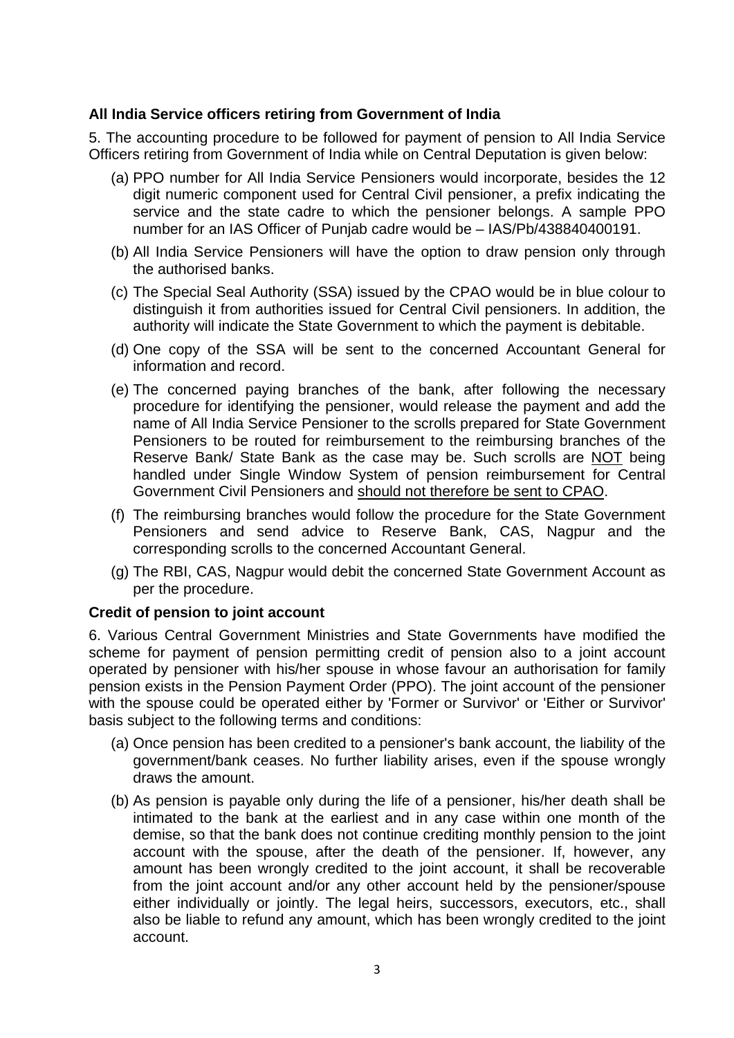**All India Service officers retiring from Government of India**

5. The accounting procedure to be followed for payment of pension to All India Service Officers retiring from Government of India while on Central Deputation is given below:

(a) PPO number for All India Service Pensioners would incorporate, besides the 12 digit numeric component used for Central Civil pensioner, a prefix indicating the service and the state cadre to which the pensioner belongs. A sample PPO number for an IAS Officer of Punjab cadre would be – IAS/Pb/438840400191.

(b) All India Service Pensioners will have the option to draw pension only through the authorised banks.

(c) The Special Seal Authority (SSA) issued by the CPAO would be in blue colour to distinguish it from authorities issued for Central Civil pensioners. In addition, the authority will indicate the State Government to which the payment is debitable.

(d) One copy of the SSA will be sent to the concerned Accountant General for information and record.

(e) The concerned paying branches of the bank, after following the necessary procedure for identifying the pensioner, would release the payment and add the name of All India Service Pensioner to the scrolls prepared for State Government Pensioners to be routed for reimbursement to the reimbursing branches of the Reserve Bank/ State Bank as the case may be. Such scrolls are <u>NOT</u> being handled under Single Window System of pension reimbursement for Central Government Civil Pensioners and <u>should not therefore be sent to CPAO</u>.

(f) The reimbursing branches would follow the procedure for the State Government Pensioners and send advice to Reserve Bank, CAS, Nagpur and the corresponding scrolls to the concerned Accountant General.

(g) The RBI, CAS, Nagpur would debit the concerned State Government Account as per the procedure.

**Credit of pension to joint account**

6. Various Central Government Ministries and State Governments have modified the scheme for payment of pension permitting credit of pension also to a joint account operated by pensioner with his/her spouse in whose favour an authorisation for family pension exists in the Pension Payment Order (PPO). The joint account of the pensioner with the spouse could be operated either by 'Former or Survivor' or 'Either or Survivor' basis subject to the following terms and conditions:

(a) Once pension has been credited to a pensioner's bank account, the liability of the government/bank ceases. No further liability arises, even if the spouse wrongly draws the amount.

(b) As pension is payable only during the life of a pensioner, his/her death shall be intimated to the bank at the earliest and in any case within one month of the demise, so that the bank does not continue crediting monthly pension to the joint account with the spouse, after the death of the pensioner. If, however, any amount has been wrongly credited to the joint account, it shall be recoverable from the joint account and/or any other account held by the pensioner/spouse either individually or jointly. The legal heirs, successors, executors, etc., shall also be liable to refund any amount, which has been wrongly credited to the joint account.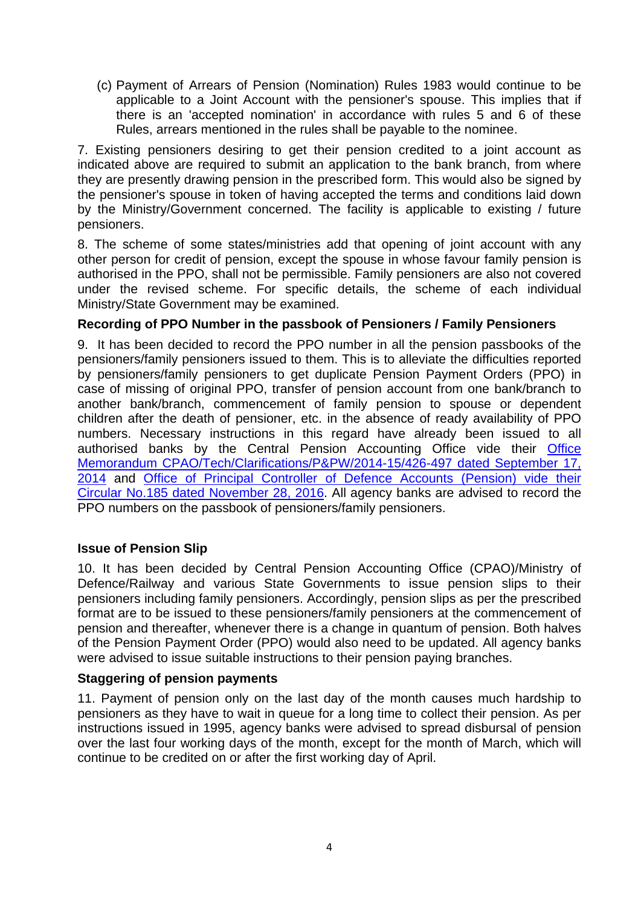(c) Payment of Arrears of Pension (Nomination) Rules 1983 would continue to be applicable to a Joint Account with the pensioner's spouse. This implies that if there is an 'accepted nomination' in accordance with rules 5 and 6 of these Rules, arrears mentioned in the rules shall be payable to the nominee.

7. Existing pensioners desiring to get their pension credited to a joint account as indicated above are required to submit an application to the bank branch, from where they are presently drawing pension in the prescribed form. This would also be signed by the pensioner's spouse in token of having accepted the terms and conditions laid down by the Ministry/Government concerned. The facility is applicable to existing / future pensioners.

8. The scheme of some states/ministries add that opening of joint account with any other person for credit of pension, except the spouse in whose favour family pension is authorised in the PPO, shall not be permissible. Family pensioners are also not covered under the revised scheme. For specific details, the scheme of each individual Ministry/State Government may be examined.

**Recording of PPO Number in the passbook of Pensioners / Family Pensioners**

9. It has been decided to record the PPO number in all the pension passbooks of the pensioners/family pensioners issued to them. This is to alleviate the difficulties reported by pensioners/family pensioners to get duplicate Pension Payment Orders (PPO) in case of missing of original PPO, transfer of pension account from one bank/branch to another bank/branch, commencement of family pension to spouse or dependent children after the death of pensioner, etc. in the absence of ready availability of PPO numbers. Necessary instructions in this regard have already been issued to all authorised banks by the Central Pension Accounting Office vide their Office Memorandum CPAO/Tech/Clarifications/P&PW/2014-15/426-497 dated September 17, 2014 and Office of Principal Controller of Defence Accounts (Pension) vide their Circular No.185 dated November 28, 2016. All agency banks are advised to record the PPO numbers on the passbook of pensioners/family pensioners.

**Issue of Pension Slip**

10. It has been decided by Central Pension Accounting Office (CPAO)/Ministry of Defence/Railway and various State Governments to issue pension slips to their pensioners including family pensioners. Accordingly, pension slips as per the prescribed format are to be issued to these pensioners/family pensioners at the commencement of pension and thereafter, whenever there is a change in quantum of pension. Both halves of the Pension Payment Order (PPO) would also need to be updated. All agency banks were advised to issue suitable instructions to their pension paying branches.

**Staggering of pension payments**

11. Payment of pension only on the last day of the month causes much hardship to pensioners as they have to wait in queue for a long time to collect their pension. As per instructions issued in 1995, agency banks were advised to spread disbursal of pension over the last four working days of the month, except for the month of March, which will continue to be credited on or after the first working day of April.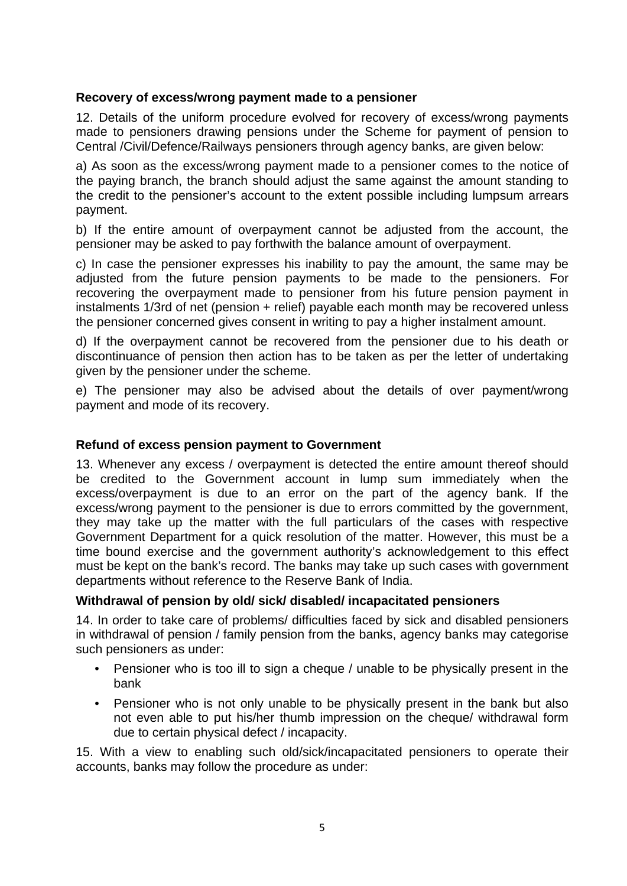**Recovery of excess/wrong payment made to a pensioner**

12. Details of the uniform procedure evolved for recovery of excess/wrong payments made to pensioners drawing pensions under the Scheme for payment of pension to Central /Civil/Defence/Railways pensioners through agency banks, are given below:

a) As soon as the excess/wrong payment made to a pensioner comes to the notice of the paying branch, the branch should adjust the same against the amount standing to the credit to the pensioner's account to the extent possible including lumpsum arrears payment.

b) If the entire amount of overpayment cannot be adjusted from the account, the pensioner may be asked to pay forthwith the balance amount of overpayment.

c) In case the pensioner expresses his inability to pay the amount, the same may be adjusted from the future pension payments to be made to the pensioners. For recovering the overpayment made to pensioner from his future pension payment in instalments 1/3rd of net (pension + relief) payable each month may be recovered unless the pensioner concerned gives consent in writing to pay a higher instalment amount.

d) If the overpayment cannot be recovered from the pensioner due to his death or discontinuance of pension then action has to be taken as per the letter of undertaking given by the pensioner under the scheme.

e) The pensioner may also be advised about the details of over payment/wrong payment and mode of its recovery.

**Refund of excess pension payment to Government**

13. Whenever any excess / overpayment is detected the entire amount thereof should be credited to the Government account in lump sum immediately when the excess/overpayment is due to an error on the part of the agency bank. If the excess/wrong payment to the pensioner is due to errors committed by the government, they may take up the matter with the full particulars of the cases with respective Government Department for a quick resolution of the matter. However, this must be a time bound exercise and the government authority's acknowledgement to this effect must be kept on the bank's record. The banks may take up such cases with government departments without reference to the Reserve Bank of India.

**Withdrawal of pension by old/ sick/ disabled/ incapacitated pensioners**

14. In order to take care of problems/ difficulties faced by sick and disabled pensioners in withdrawal of pension / family pension from the banks, agency banks may categorise such pensioners as under:

- Pensioner who is too ill to sign a cheque / unable to be physically present in the bank
- Pensioner who is not only unable to be physically present in the bank but also not even able to put his/her thumb impression on the cheque/ withdrawal form due to certain physical defect / incapacity.

15. With a view to enabling such old/sick/incapacitated pensioners to operate their accounts, banks may follow the procedure as under: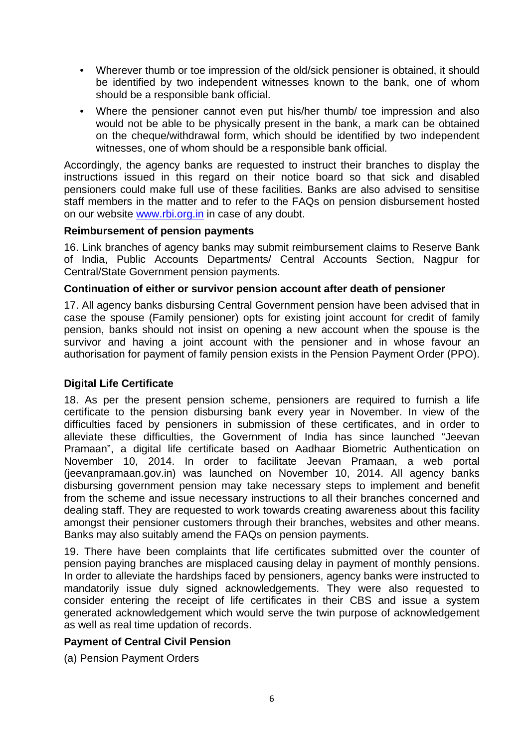- Wherever thumb or toe impression of the old/sick pensioner is obtained, it should be identified by two independent witnesses known to the bank, one of whom should be a responsible bank official.
- Where the pensioner cannot even put his/her thumb/ toe impression and also would not be able to be physically present in the bank, a mark can be obtained on the cheque/withdrawal form, which should be identified by two independent witnesses, one of whom should be a responsible bank official.

Accordingly, the agency banks are requested to instruct their branches to display the instructions issued in this regard on their notice board so that sick and disabled pensioners could make full use of these facilities. Banks are also advised to sensitise staff members in the matter and to refer to the FAQs on pension disbursement hosted on our website [www.rbi.org.in](http://www.rbi.org.in) in case of any doubt.

**Reimbursement of pension payments**

16. Link branches of agency banks may submit reimbursement claims to Reserve Bank of India, Public Accounts Departments/ Central Accounts Section, Nagpur for Central/State Government pension payments.

**Continuation of either or survivor pension account after death of pensioner**

17. All agency banks disbursing Central Government pension have been advised that in case the spouse (Family pensioner) opts for existing joint account for credit of family pension, banks should not insist on opening a new account when the spouse is the survivor and having a joint account with the pensioner and in whose favour an authorisation for payment of family pension exists in the Pension Payment Order (PPO).

**Digital Life Certificate**

18. As per the present pension scheme, pensioners are required to furnish a life certificate to the pension disbursing bank every year in November. In view of the difficulties faced by pensioners in submission of these certificates, and in order to alleviate these difficulties, the Government of India has since launched "Jeevan Pramaan", a digital life certificate based on Aadhaar Biometric Authentication on November 10, 2014. In order to facilitate Jeevan Pramaan, a web portal (jeevanpramaan.gov.in) was launched on November 10, 2014. All agency banks disbursing government pension may take necessary steps to implement and benefit from the scheme and issue necessary instructions to all their branches concerned and dealing staff. They are requested to work towards creating awareness about this facility amongst their pensioner customers through their branches, websites and other means. Banks may also suitably amend the FAQs on pension payments.

19. There have been complaints that life certificates submitted over the counter of pension paying branches are misplaced causing delay in payment of monthly pensions. In order to alleviate the hardships faced by pensioners, agency banks were instructed to mandatorily issue duly signed acknowledgements. They were also requested to consider entering the receipt of life certificates in their CBS and issue a system generated acknowledgement which would serve the twin purpose of acknowledgement as well as real time updation of records.

**Payment of Central Civil Pension**

(a) Pension Payment Orders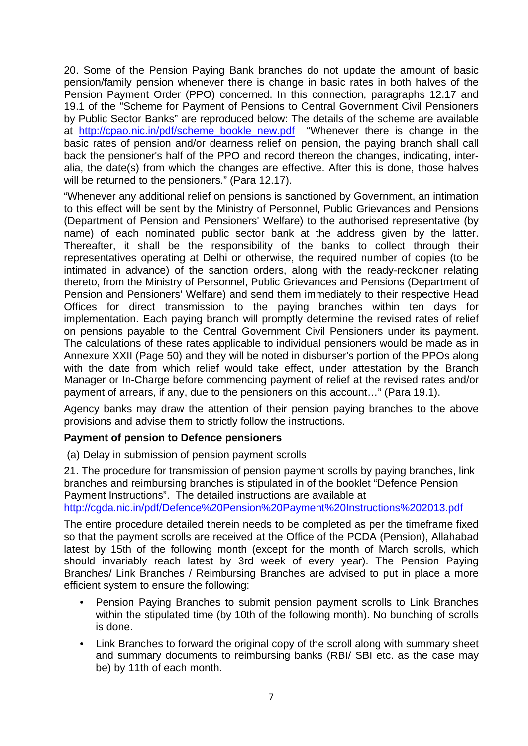20. Some of the Pension Paying Bank branches do not update the amount of basic pension/family pension whenever there is change in basic rates in both halves of the Pension Payment Order (PPO) concerned. In this connection, paragraphs 12.17 and 19.1 of the "Scheme for Payment of Pensions to Central Government Civil Pensioners by Public Sector Banks" are reproduced below: The details of the scheme are available at http://cpao.nic.in/pdf/scheme_bookle_new.pdf "Whenever there is change in the basic rates of pension and/or dearness relief on pension, the paying branch shall call back the pensioner's half of the PPO and record thereon the changes, indicating, inter-alia, the date(s) from which the changes are effective. After this is done, those halves will be returned to the pensioners." (Para 12.17).

"Whenever any additional relief on pensions is sanctioned by Government, an intimation to this effect will be sent by the Ministry of Personnel, Public Grievances and Pensions (Department of Pension and Pensioners' Welfare) to the authorised representative (by name) of each nominated public sector bank at the address given by the latter. Thereafter, it shall be the responsibility of the banks to collect through their representatives operating at Delhi or otherwise, the required number of copies (to be intimated in advance) of the sanction orders, along with the ready-reckoner relating thereto, from the Ministry of Personnel, Public Grievances and Pensions (Department of Pension and Pensioners' Welfare) and send them immediately to their respective Head Offices for direct transmission to the paying branches within ten days for implementation. Each paying branch will promptly determine the revised rates of relief on pensions payable to the Central Government Civil Pensioners under its payment. The calculations of these rates applicable to individual pensioners would be made as in Annexure XXII (Page 50) and they will be noted in disburser's portion of the PPOs along with the date from which relief would take effect, under attestation by the Branch Manager or In-Charge before commencing payment of relief at the revised rates and/or payment of arrears, if any, due to the pensioners on this account…" (Para 19.1).

Agency banks may draw the attention of their pension paying branches to the above provisions and advise them to strictly follow the instructions.

**Payment of pension to Defence pensioners**

(a) Delay in submission of pension payment scrolls

21. The procedure for transmission of pension payment scrolls by paying branches, link branches and reimbursing branches is stipulated in of the booklet "Defence Pension Payment Instructions". The detailed instructions are available at http://cgda.nic.in/pdf/Defence%20Pension%20Payment%20Instructions%202013.pdf

The entire procedure detailed therein needs to be completed as per the timeframe fixed so that the payment scrolls are received at the Office of the PCDA (Pension), Allahabad latest by 15th of the following month (except for the month of March scrolls, which should invariably reach latest by 3rd week of every year). The Pension Paying Branches/ Link Branches / Reimbursing Branches are advised to put in place a more efficient system to ensure the following:

- Pension Paying Branches to submit pension payment scrolls to Link Branches within the stipulated time (by 10th of the following month). No bunching of scrolls is done.
- Link Branches to forward the original copy of the scroll along with summary sheet and summary documents to reimbursing banks (RBI/ SBI etc. as the case may be) by 11th of each month.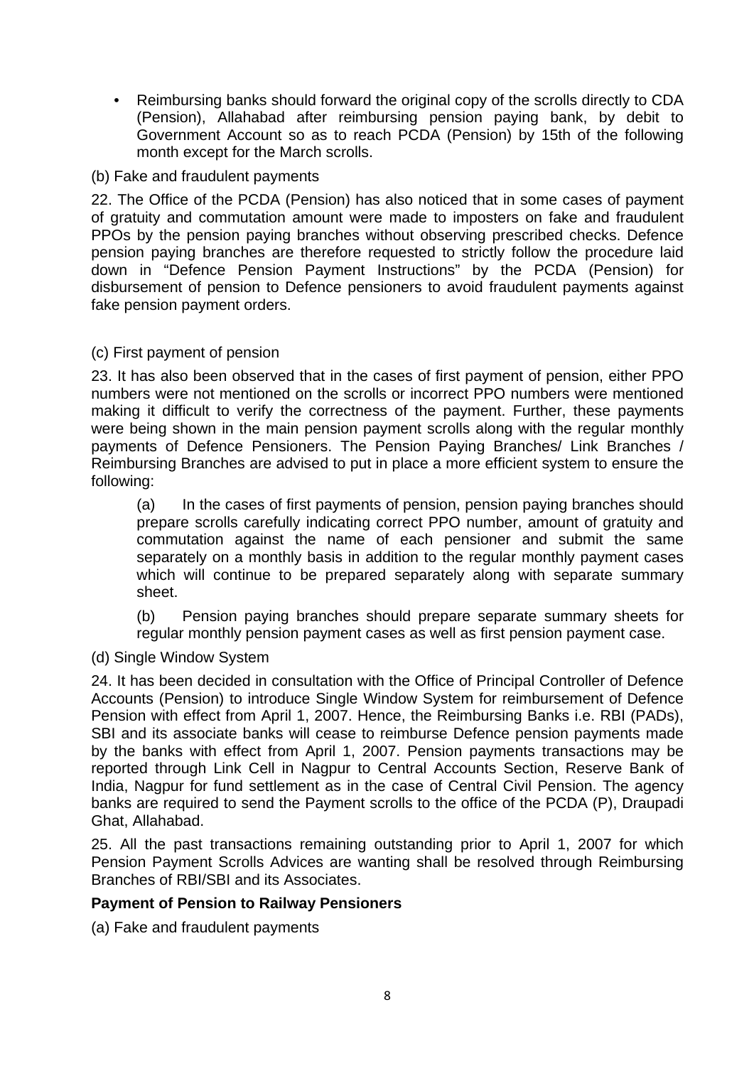- Reimbursing banks should forward the original copy of the scrolls directly to CDA (Pension), Allahabad after reimbursing pension paying bank, by debit to Government Account so as to reach PCDA (Pension) by 15th of the following month except for the March scrolls.

(b) Fake and fraudulent payments

22. The Office of the PCDA (Pension) has also noticed that in some cases of payment of gratuity and commutation amount were made to imposters on fake and fraudulent PPOs by the pension paying branches without observing prescribed checks. Defence pension paying branches are therefore requested to strictly follow the procedure laid down in "Defence Pension Payment Instructions" by the PCDA (Pension) for disbursement of pension to Defence pensioners to avoid fraudulent payments against fake pension payment orders.

(c) First payment of pension

23. It has also been observed that in the cases of first payment of pension, either PPO numbers were not mentioned on the scrolls or incorrect PPO numbers were mentioned making it difficult to verify the correctness of the payment. Further, these payments were being shown in the main pension payment scrolls along with the regular monthly payments of Defence Pensioners. The Pension Paying Branches/ Link Branches / Reimbursing Branches are advised to put in place a more efficient system to ensure the following:

(a) In the cases of first payments of pension, pension paying branches should prepare scrolls carefully indicating correct PPO number, amount of gratuity and commutation against the name of each pensioner and submit the same separately on a monthly basis in addition to the regular monthly payment cases which will continue to be prepared separately along with separate summary sheet.

(b) Pension paying branches should prepare separate summary sheets for regular monthly pension payment cases as well as first pension payment case.

(d) Single Window System

24. It has been decided in consultation with the Office of Principal Controller of Defence Accounts (Pension) to introduce Single Window System for reimbursement of Defence Pension with effect from April 1, 2007. Hence, the Reimbursing Banks i.e. RBI (PADs), SBI and its associate banks will cease to reimburse Defence pension payments made by the banks with effect from April 1, 2007. Pension payments transactions may be reported through Link Cell in Nagpur to Central Accounts Section, Reserve Bank of India, Nagpur for fund settlement as in the case of Central Civil Pension. The agency banks are required to send the Payment scrolls to the office of the PCDA (P), Draupadi Ghat, Allahabad.

25. All the past transactions remaining outstanding prior to April 1, 2007 for which Pension Payment Scrolls Advices are wanting shall be resolved through Reimbursing Branches of RBI/SBI and its Associates.

**Payment of Pension to Railway Pensioners**

(a) Fake and fraudulent payments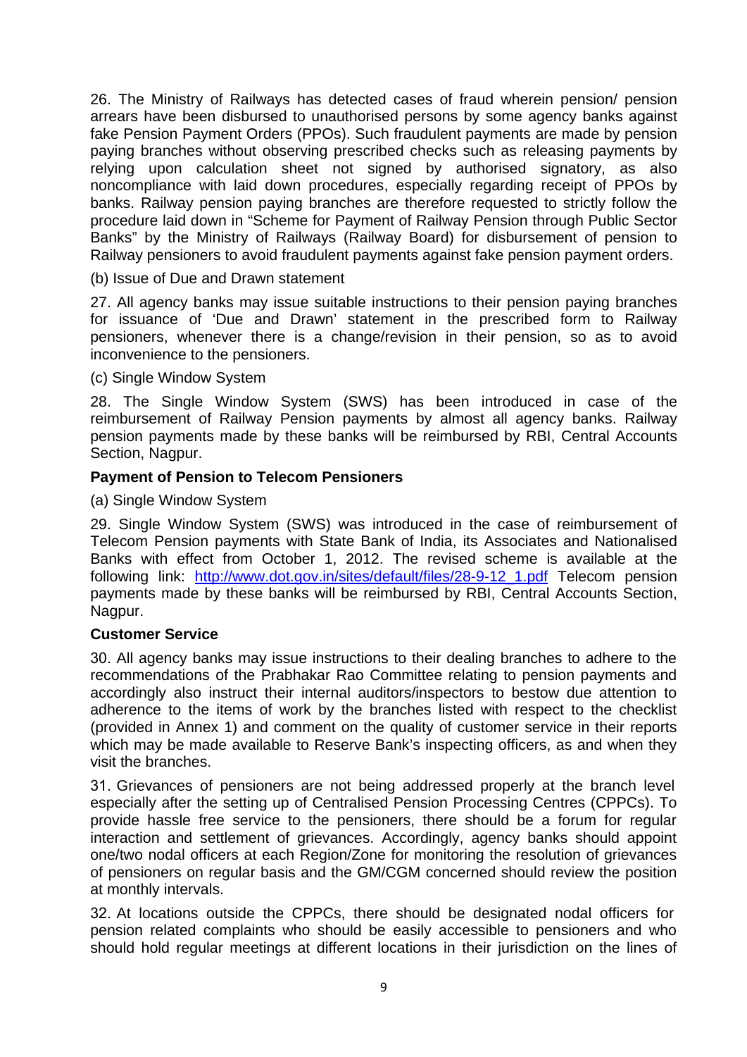26. The Ministry of Railways has detected cases of fraud wherein pension/ pension arrears have been disbursed to unauthorised persons by some agency banks against fake Pension Payment Orders (PPOs). Such fraudulent payments are made by pension paying branches without observing prescribed checks such as releasing payments by relying upon calculation sheet not signed by authorised signatory, as also noncompliance with laid down procedures, especially regarding receipt of PPOs by banks. Railway pension paying branches are therefore requested to strictly follow the procedure laid down in "Scheme for Payment of Railway Pension through Public Sector Banks" by the Ministry of Railways (Railway Board) for disbursement of pension to Railway pensioners to avoid fraudulent payments against fake pension payment orders.

(b) Issue of Due and Drawn statement

27. All agency banks may issue suitable instructions to their pension paying branches for issuance of 'Due and Drawn' statement in the prescribed form to Railway pensioners, whenever there is a change/revision in their pension, so as to avoid inconvenience to the pensioners.

(c) Single Window System

28. The Single Window System (SWS) has been introduced in case of the reimbursement of Railway Pension payments by almost all agency banks. Railway pension payments made by these banks will be reimbursed by RBI, Central Accounts Section, Nagpur.

**Payment of Pension to Telecom Pensioners**

(a) Single Window System

29. Single Window System (SWS) was introduced in the case of reimbursement of Telecom Pension payments with State Bank of India, its Associates and Nationalised Banks with effect from October 1, 2012. The revised scheme is available at the following link: [http://www.dot.gov.in/sites/default/files/28-9-12_1.pdf](http://www.dot.gov.in/sites/default/files/28-9-12_1.pdf) Telecom pension payments made by these banks will be reimbursed by RBI, Central Accounts Section, Nagpur.

**Customer Service**

30. All agency banks may issue instructions to their dealing branches to adhere to the recommendations of the Prabhakar Rao Committee relating to pension payments and accordingly also instruct their internal auditors/inspectors to bestow due attention to adherence to the items of work by the branches listed with respect to the checklist (provided in Annex 1) and comment on the quality of customer service in their reports which may be made available to Reserve Bank's inspecting officers, as and when they visit the branches.

31. Grievances of pensioners are not being addressed properly at the branch level especially after the setting up of Centralised Pension Processing Centres (CPPCs). To provide hassle free service to the pensioners, there should be a forum for regular interaction and settlement of grievances. Accordingly, agency banks should appoint one/two nodal officers at each Region/Zone for monitoring the resolution of grievances of pensioners on regular basis and the GM/CGM concerned should review the position at monthly intervals.

32. At locations outside the CPPCs, there should be designated nodal officers for pension related complaints who should be easily accessible to pensioners and who should hold regular meetings at different locations in their jurisdiction on the lines of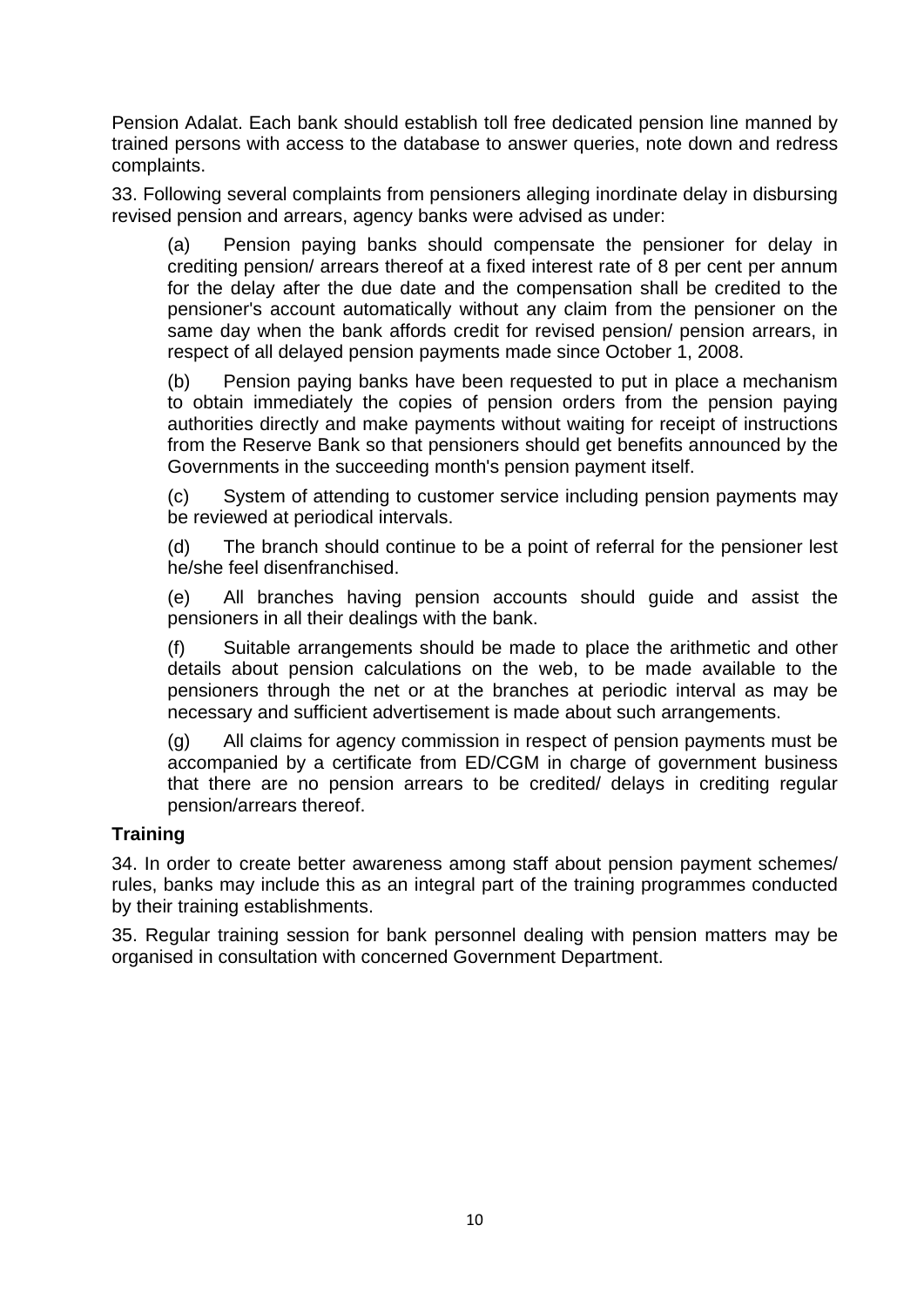Pension Adalat. Each bank should establish toll free dedicated pension line manned by trained persons with access to the database to answer queries, note down and redress complaints.

33. Following several complaints from pensioners alleging inordinate delay in disbursing revised pension and arrears, agency banks were advised as under:

(a) Pension paying banks should compensate the pensioner for delay in crediting pension/ arrears thereof at a fixed interest rate of 8 per cent per annum for the delay after the due date and the compensation shall be credited to the pensioner's account automatically without any claim from the pensioner on the same day when the bank affords credit for revised pension/ pension arrears, in respect of all delayed pension payments made since October 1, 2008.

(b) Pension paying banks have been requested to put in place a mechanism to obtain immediately the copies of pension orders from the pension paying authorities directly and make payments without waiting for receipt of instructions from the Reserve Bank so that pensioners should get benefits announced by the Governments in the succeeding month's pension payment itself.

(c) System of attending to customer service including pension payments may be reviewed at periodical intervals.

(d) The branch should continue to be a point of referral for the pensioner lest he/she feel disenfranchised.

(e) All branches having pension accounts should guide and assist the pensioners in all their dealings with the bank.

(f) Suitable arrangements should be made to place the arithmetic and other details about pension calculations on the web, to be made available to the pensioners through the net or at the branches at periodic interval as may be necessary and sufficient advertisement is made about such arrangements.

(g) All claims for agency commission in respect of pension payments must be accompanied by a certificate from ED/CGM in charge of government business that there are no pension arrears to be credited/ delays in crediting regular pension/arrears thereof.

**Training**

34. In order to create better awareness among staff about pension payment schemes/ rules, banks may include this as an integral part of the training programmes conducted by their training establishments.

35. Regular training session for bank personnel dealing with pension matters may be organised in consultation with concerned Government Department.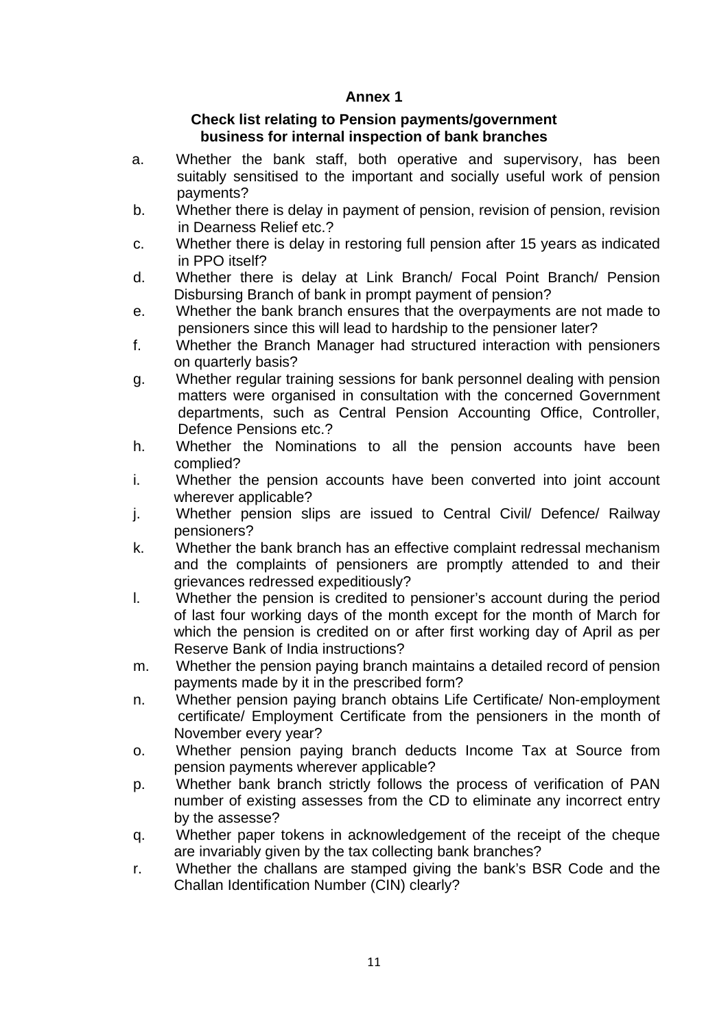**Annex 1**

**Check list relating to Pension payments/government business for internal inspection of bank branches**

a. Whether the bank staff, both operative and supervisory, has been suitably sensitised to the important and socially useful work of pension payments?

b. Whether there is delay in payment of pension, revision of pension, revision in Dearness Relief etc.?

c. Whether there is delay in restoring full pension after 15 years as indicated in PPO itself?

d. Whether there is delay at Link Branch/ Focal Point Branch/ Pension Disbursing Branch of bank in prompt payment of pension?

e. Whether the bank branch ensures that the overpayments are not made to pensioners since this will lead to hardship to the pensioner later?

f. Whether the Branch Manager had structured interaction with pensioners on quarterly basis?

g. Whether regular training sessions for bank personnel dealing with pension matters were organised in consultation with the concerned Government departments, such as Central Pension Accounting Office, Controller, Defence Pensions etc.?

h. Whether the Nominations to all the pension accounts have been complied?

i. Whether the pension accounts have been converted into joint account wherever applicable?

j. Whether pension slips are issued to Central Civil/ Defence/ Railway pensioners?

k. Whether the bank branch has an effective complaint redressal mechanism and the complaints of pensioners are promptly attended to and their grievances redressed expeditiously?

l. Whether the pension is credited to pensioner's account during the period of last four working days of the month except for the month of March for which the pension is credited on or after first working day of April as per Reserve Bank of India instructions?

m. Whether the pension paying branch maintains a detailed record of pension payments made by it in the prescribed form?

n. Whether pension paying branch obtains Life Certificate/ Non-employment certificate/ Employment Certificate from the pensioners in the month of November every year?

o. Whether pension paying branch deducts Income Tax at Source from pension payments wherever applicable?

p. Whether bank branch strictly follows the process of verification of PAN number of existing assesses from the CD to eliminate any incorrect entry by the assesse?

q. Whether paper tokens in acknowledgement of the receipt of the cheque are invariably given by the tax collecting bank branches?

r. Whether the challans are stamped giving the bank's BSR Code and the Challan Identification Number (CIN) clearly?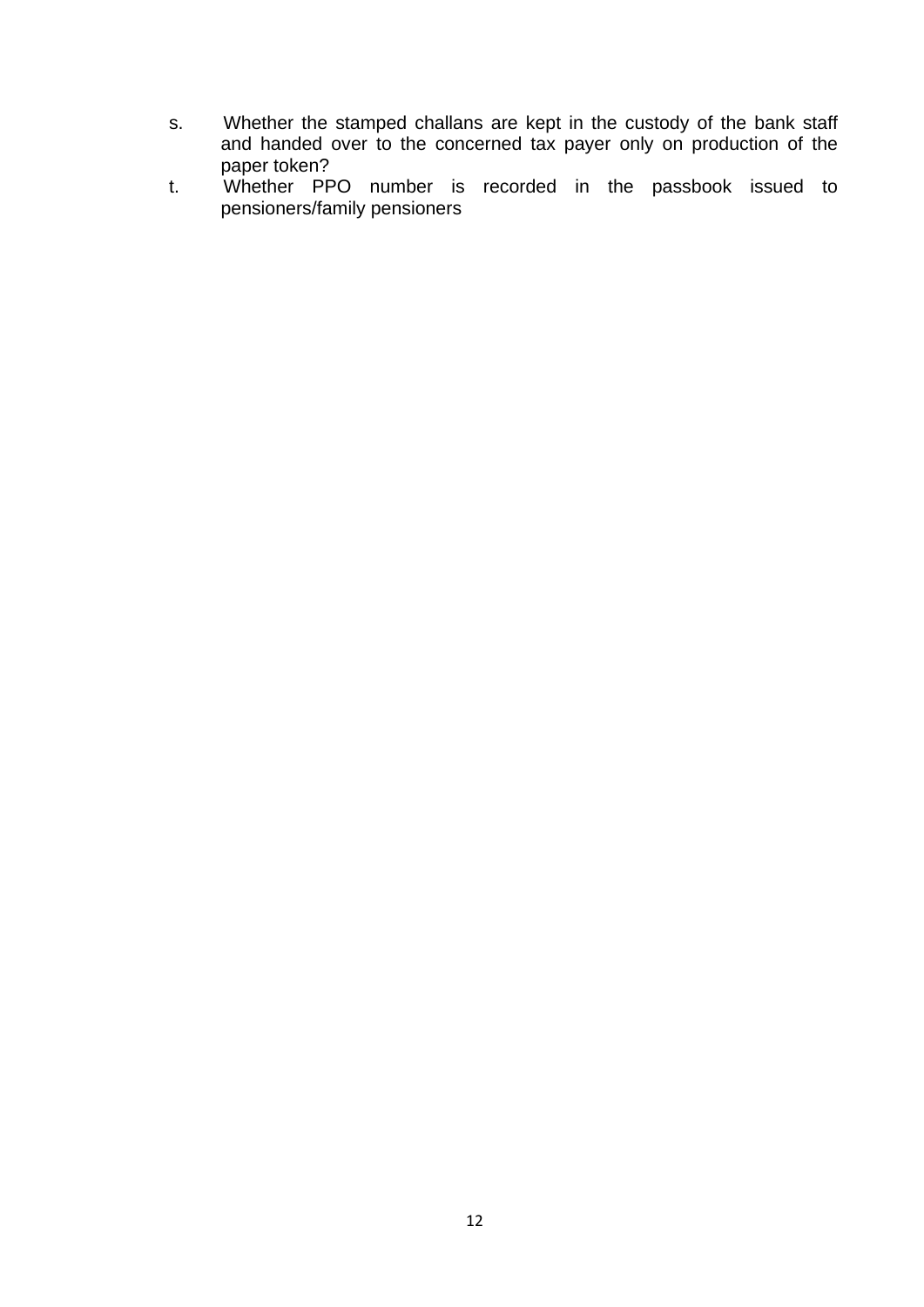s. Whether the stamped challans are kept in the custody of the bank staff and handed over to the concerned tax payer only on production of the paper token?

t. Whether PPO number is recorded in the passbook issued to pensioners/family pensioners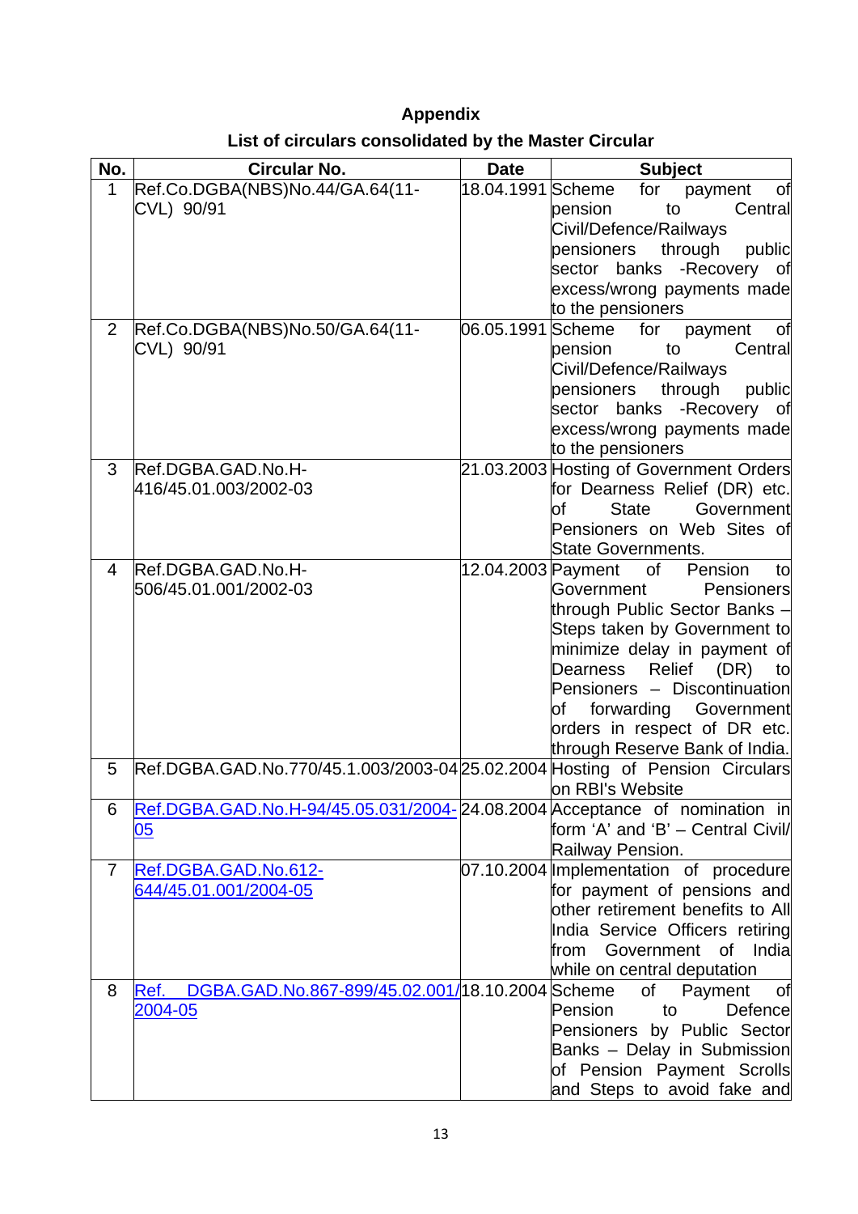# Appendix

## List of circulars consolidated by the Master Circular

| No. | Circular No. | Date | Subject |
|---|---|---|---|
| 1 | Ref.Co.DGBA(NBS)No.44/GA.64(11-CVL) 90/91 | 18.04.1991 | Scheme for payment of pension to Central Civil/Defence/Railways pensioners through public sector banks -Recovery of excess/wrong payments made to the pensioners |
| 2 | Ref.Co.DGBA(NBS)No.50/GA.64(11-CVL) 90/91 | 06.05.1991 | Scheme for payment of pension to Central Civil/Defence/Railways pensioners through public sector banks -Recovery of excess/wrong payments made to the pensioners |
| 3 | Ref.DGBA.GAD.No.H-416/45.01.003/2002-03 | 21.03.2003 | Hosting of Government Orders for Dearness Relief (DR) etc. of State Government Pensioners on Web Sites of State Governments. |
| 4 | Ref.DGBA.GAD.No.H-506/45.01.001/2002-03 | 12.04.2003 | Payment of Pension to Government Pensioners through Public Sector Banks – Steps taken by Government to minimize delay in payment of Dearness Relief (DR) to Pensioners – Discontinuation of forwarding Government orders in respect of DR etc. through Reserve Bank of India. |
| 5 | Ref.DGBA.GAD.No.770/45.1.003/2003-04 | 25.02.2004 | Hosting of Pension Circulars on RBI's Website |
| 6 | Ref.DGBA.GAD.No.H-94/45.05.031/2004-05 | 24.08.2004 | Acceptance of nomination in form 'A' and 'B' – Central Civil/ Railway Pension. |
| 7 | Ref.DGBA.GAD.No.612-644/45.01.001/2004-05 | 07.10.2004 | Implementation of procedure for payment of pensions and other retirement benefits to All India Service Officers retiring from Government of India while on central deputation |
| 8 | Ref. DGBA.GAD.No.867-899/45.02.001/2004-05 | 18.10.2004 | Scheme of Payment of Pension to Defence Pensioners by Public Sector Banks – Delay in Submission of Pension Payment Scrolls and Steps to avoid fake and |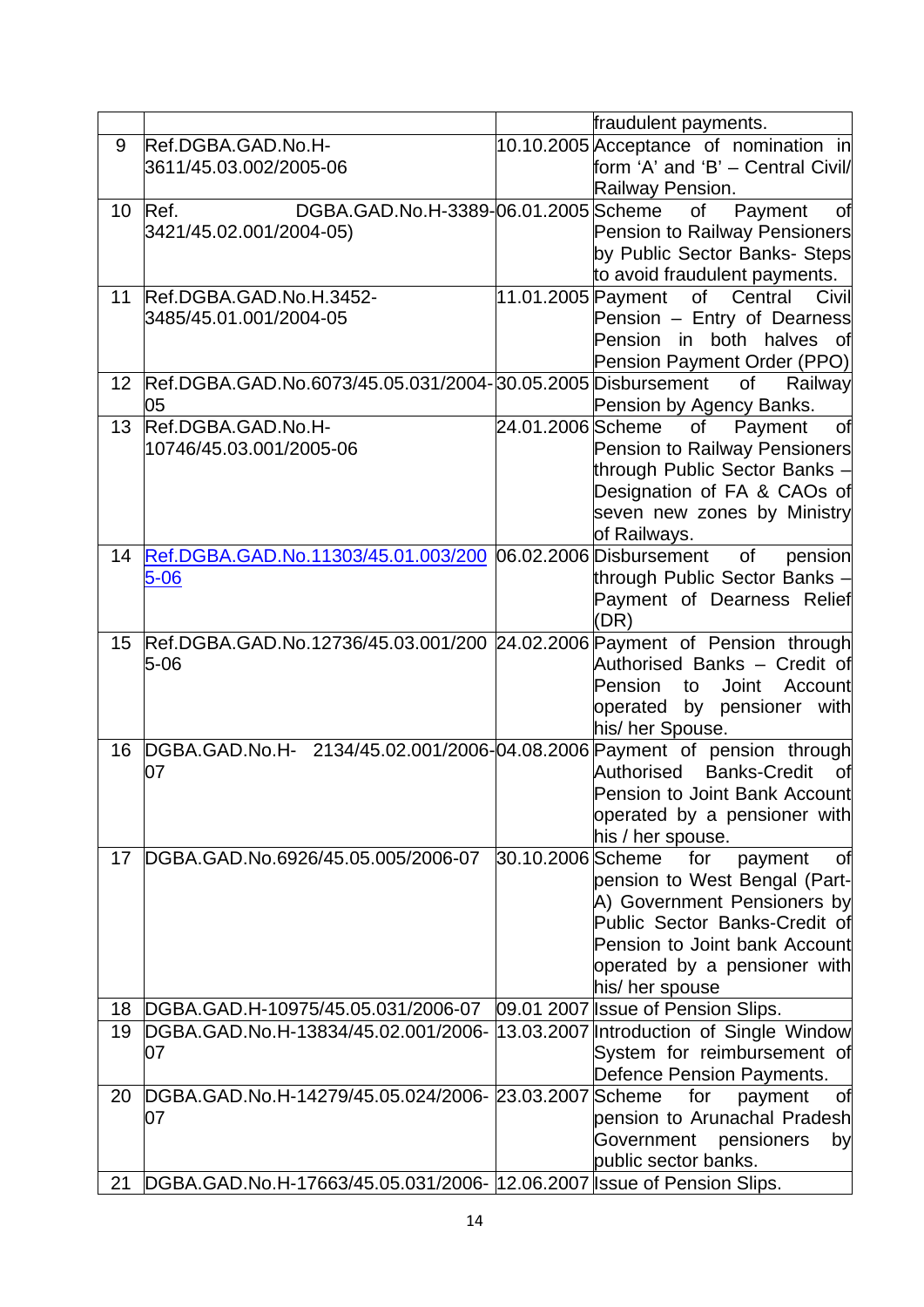| | | | |
|---|---|---|---|
| | | | fraudulent payments. |
| 9 | Ref.DGBA.GAD.No.H-3611/45.03.002/2005-06 | 10.10.2005 | Acceptance of nomination in form 'A' and 'B' – Central Civil/ Railway Pension. |
| 10 | Ref. DGBA.GAD.No.H-3389-3421/45.02.001/2004-05) | 06.01.2005 | Scheme of Payment of Pension to Railway Pensioners by Public Sector Banks- Steps to avoid fraudulent payments. |
| 11 | Ref.DGBA.GAD.No.H.3452-3485/45.01.001/2004-05 | 11.01.2005 | Payment of Central Civil Pension – Entry of Dearness Pension in both halves of Pension Payment Order (PPO) |
| 12 | Ref.DGBA.GAD.No.6073/45.05.031/2004-05 | 30.05.2005 | Disbursement of Railway Pension by Agency Banks. |
| 13 | Ref.DGBA.GAD.No.H-10746/45.03.001/2005-06 | 24.01.2006 | Scheme of Payment of Pension to Railway Pensioners through Public Sector Banks – Designation of FA & CAOs of seven new zones by Ministry of Railways. |
| 14 | Ref.DGBA.GAD.No.11303/45.01.003/2005-06 | 06.02.2006 | Disbursement of pension through Public Sector Banks – Payment of Dearness Relief (DR) |
| 15 | Ref.DGBA.GAD.No.12736/45.03.001/2005-06 | 24.02.2006 | Payment of Pension through Authorised Banks – Credit of Pension to Joint Account operated by pensioner with his/ her Spouse. |
| 16 | DGBA.GAD.No.H- 2134/45.02.001/2006-07 | 04.08.2006 | Payment of pension through Authorised Banks-Credit of Pension to Joint Bank Account operated by a pensioner with his / her spouse. |
| 17 | DGBA.GAD.No.6926/45.05.005/2006-07 | 30.10.2006 | Scheme for payment of pension to West Bengal (Part-A) Government Pensioners by Public Sector Banks-Credit of Pension to Joint bank Account operated by a pensioner with his/ her spouse |
| 18 | DGBA.GAD.H-10975/45.05.031/2006-07 | 09.01 2007 | Issue of Pension Slips. |
| 19 | DGBA.GAD.No.H-13834/45.02.001/2006-07 | 13.03.2007 | Introduction of Single Window System for reimbursement of Defence Pension Payments. |
| 20 | DGBA.GAD.No.H-14279/45.05.024/2006-07 | 23.03.2007 | Scheme for payment of pension to Arunachal Pradesh Government pensioners by public sector banks. |
| 21 | DGBA.GAD.No.H-17663/45.05.031/2006- | 12.06.2007 | Issue of Pension Slips. |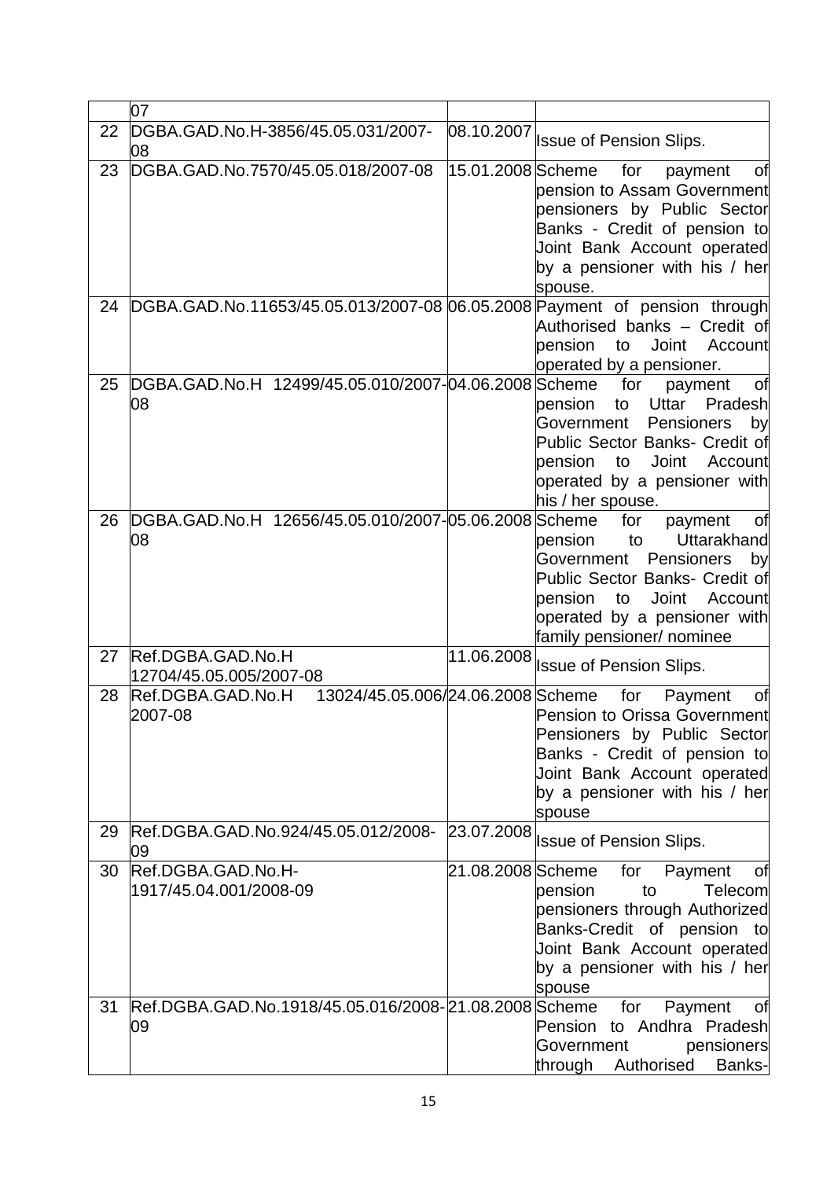| | 07 | | |
|---|---|---|---|
| 22 | DGBA.GAD.No.H-3856/45.05.031/2007-08 | 08.10.2007 | Issue of Pension Slips. |
| 23 | DGBA.GAD.No.7570/45.05.018/2007-08 | 15.01.2008 | Scheme for payment of pension to Assam Government pensioners by Public Sector Banks - Credit of pension to Joint Bank Account operated by a pensioner with his / her spouse. |
| 24 | DGBA.GAD.No.11653/45.05.013/2007-08 | 06.05.2008 | Payment of pension through Authorised banks – Credit of pension to Joint Account operated by a pensioner. |
| 25 | DGBA.GAD.No.H 12499/45.05.010/2007-08 | 04.06.2008 | Scheme for payment of pension to Uttar Pradesh Government Pensioners by Public Sector Banks- Credit of pension to Joint Account operated by a pensioner with his / her spouse. |
| 26 | DGBA.GAD.No.H 12656/45.05.010/2007-08 | 05.06.2008 | Scheme for payment of pension to Uttarakhand Government Pensioners by Public Sector Banks- Credit of pension to Joint Account operated by a pensioner with family pensioner/ nominee |
| 27 | Ref.DGBA.GAD.No.H 12704/45.05.005/2007-08 | 11.06.2008 | Issue of Pension Slips. |
| 28 | Ref.DGBA.GAD.No.H 13024/45.05.006/2007-08 | 24.06.2008 | Scheme for Payment of Pension to Orissa Government Pensioners by Public Sector Banks - Credit of pension to Joint Bank Account operated by a pensioner with his / her spouse |
| 29 | Ref.DGBA.GAD.No.924/45.05.012/2008-09 | 23.07.2008 | Issue of Pension Slips. |
| 30 | Ref.DGBA.GAD.No.H-1917/45.04.001/2008-09 | 21.08.2008 | Scheme for Payment of pension to Telecom pensioners through Authorized Banks-Credit of pension to Joint Bank Account operated by a pensioner with his / her spouse |
| 31 | Ref.DGBA.GAD.No.1918/45.05.016/2008-09 | 21.08.2008 | Scheme for Payment of Pension to Andhra Pradesh Government pensioners through Authorised Banks- |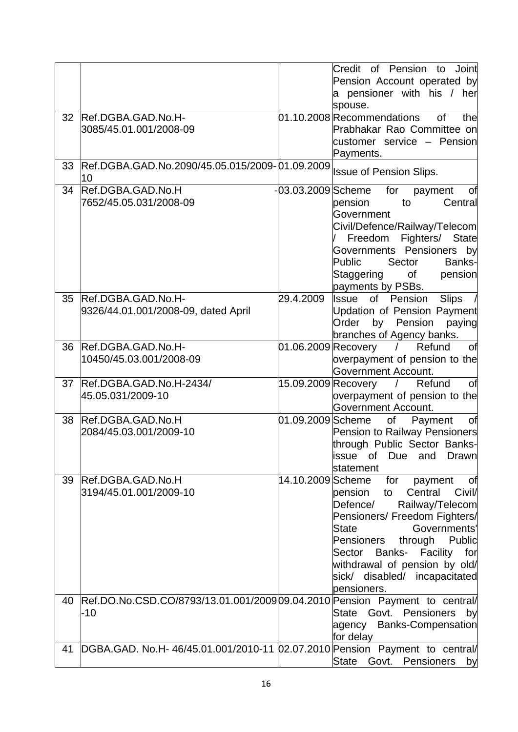| | | | |
|---|---|---|---|
| | | | Credit of Pension to Joint Pension Account operated by a pensioner with his / her spouse. |
| 32 | Ref.DGBA.GAD.No.H-3085/45.01.001/2008-09 | 01.10.2008 | Recommendations of the Prabhakar Rao Committee on customer service – Pension Payments. |
| 33 | Ref.DGBA.GAD.No.2090/45.05.015/2009-10 | 01.09.2009 | Issue of Pension Slips. |
| 34 | Ref.DGBA.GAD.No.H 7652/45.05.031/2008-09 | -03.03.2009 | Scheme for payment of pension to Central Government Civil/Defence/Railway/Telecom / Freedom Fighters/ State Governments Pensioners by Public Sector Banks-Staggering of pension payments by PSBs. |
| 35 | Ref.DGBA.GAD.No.H-9326/44.01.001/2008-09, dated April | 29.4.2009 | Issue of Pension Slips / Updation of Pension Payment Order by Pension paying branches of Agency banks. |
| 36 | Ref.DGBA.GAD.No.H-10450/45.03.001/2008-09 | 01.06.2009 | Recovery / Refund of overpayment of pension to the Government Account. |
| 37 | Ref.DGBA.GAD.No.H-2434/ 45.05.031/2009-10 | 15.09.2009 | Recovery / Refund of overpayment of pension to the Government Account. |
| 38 | Ref.DGBA.GAD.No.H 2084/45.03.001/2009-10 | 01.09.2009 | Scheme of Payment of Pension to Railway Pensioners through Public Sector Banks-issue of Due and Drawn statement |
| 39 | Ref.DGBA.GAD.No.H 3194/45.01.001/2009-10 | 14.10.2009 | Scheme for payment of pension to Central Civil/ Defence/ Railway/Telecom Pensioners/ Freedom Fighters/ State Governments' Pensioners through Public Sector Banks- Facility for withdrawal of pension by old/ sick/ disabled/ incapacitated pensioners. |
| 40 | Ref.DO.No.CSD.CO/8793/13.01.001/2009-10 | 09.04.2010 | Pension Payment to central/ State Govt. Pensioners by agency Banks-Compensation for delay |
| 41 | DGBA.GAD. No.H- 46/45.01.001/2010-11 | 02.07.2010 | Pension Payment to central/ State Govt. Pensioners by |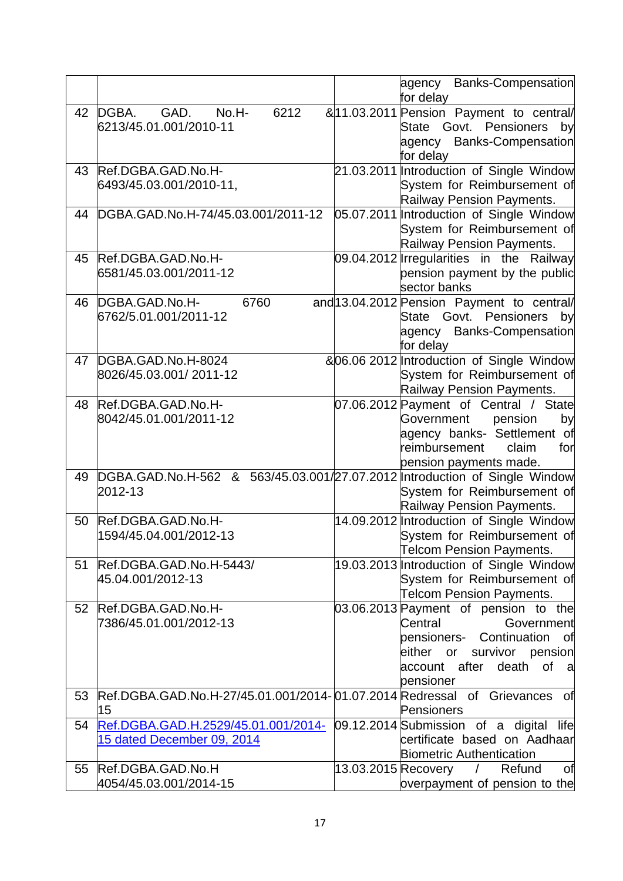| | | | |
|---|---|---|---|
| | | | agency Banks-Compensation for delay |
| 42 | DGBA. GAD. No.H- 6212 & 6213/45.01.001/2010-11 | 11.03.2011 | Pension Payment to central/ State Govt. Pensioners by agency Banks-Compensation for delay |
| 43 | Ref.DGBA.GAD.No.H-6493/45.03.001/2010-11, | 21.03.2011 | Introduction of Single Window System for Reimbursement of Railway Pension Payments. |
| 44 | DGBA.GAD.No.H-74/45.03.001/2011-12 | 05.07.2011 | Introduction of Single Window System for Reimbursement of Railway Pension Payments. |
| 45 | Ref.DGBA.GAD.No.H-6581/45.03.001/2011-12 | 09.04.2012 | Irregularities in the Railway pension payment by the public sector banks |
| 46 | DGBA.GAD.No.H- 6760 and 6762/5.01.001/2011-12 | 13.04.2012 | Pension Payment to central/ State Govt. Pensioners by agency Banks-Compensation for delay |
| 47 | DGBA.GAD.No.H-8024 & 8026/45.03.001/ 2011-12 | 06.06 2012 | Introduction of Single Window System for Reimbursement of Railway Pension Payments. |
| 48 | Ref.DGBA.GAD.No.H-8042/45.01.001/2011-12 | 07.06.2012 | Payment of Central / State Government pension by agency banks- Settlement of reimbursement claim for pension payments made. |
| 49 | DGBA.GAD.No.H-562 & 563/45.03.001/ 2012-13 | 27.07.2012 | Introduction of Single Window System for Reimbursement of Railway Pension Payments. |
| 50 | Ref.DGBA.GAD.No.H-1594/45.04.001/2012-13 | 14.09.2012 | Introduction of Single Window System for Reimbursement of Telcom Pension Payments. |
| 51 | Ref.DGBA.GAD.No.H-5443/ 45.04.001/2012-13 | 19.03.2013 | Introduction of Single Window System for Reimbursement of Telcom Pension Payments. |
| 52 | Ref.DGBA.GAD.No.H-7386/45.01.001/2012-13 | 03.06.2013 | Payment of pension to the Central Government pensioners- Continuation of either or survivor pension account after death of a pensioner |
| 53 | Ref.DGBA.GAD.No.H-27/45.01.001/2014-15 | 01.07.2014 | Redressal of Grievances of Pensioners |
| 54 | Ref.DGBA.GAD.H.2529/45.01.001/2014-15 dated December 09, 2014 | 09.12.2014 | Submission of a digital life certificate based on Aadhaar Biometric Authentication |
| 55 | Ref.DGBA.GAD.No.H 4054/45.03.001/2014-15 | 13.03.2015 | Recovery / Refund of overpayment of pension to the |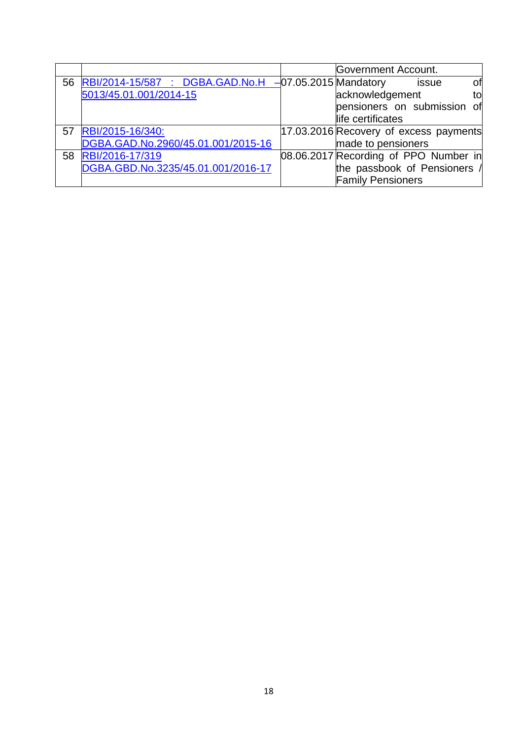| | | | |
|---|---|---|---|
| | | | Government Account. |
| 56 | RBI/2014-15/587 : DGBA.GAD.No.H – 5013/45.01.001/2014-15 | 07.05.2015 | Mandatory issue of acknowledgement to pensioners on submission of life certificates |
| 57 | RBI/2015-16/340: DGBA.GAD.No.2960/45.01.001/2015-16 | 17.03.2016 | Recovery of excess payments made to pensioners |
| 58 | RBI/2016-17/319 DGBA.GBD.No.3235/45.01.001/2016-17 | 08.06.2017 | Recording of PPO Number in the passbook of Pensioners / Family Pensioners |